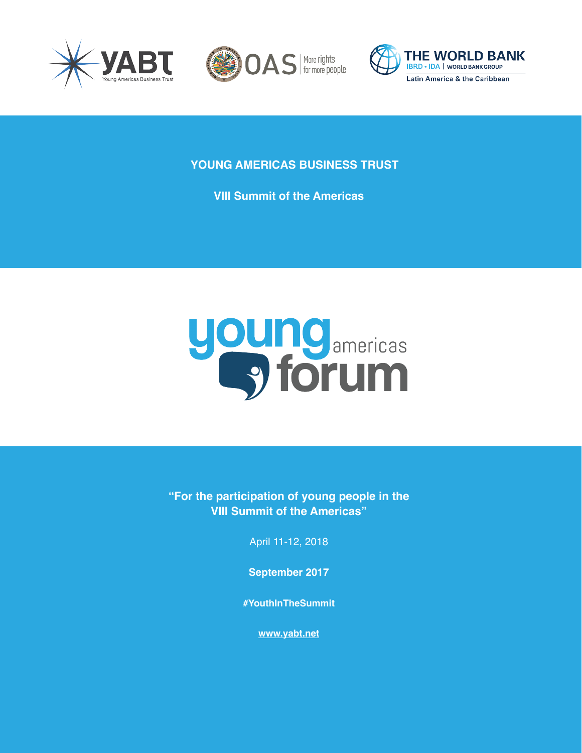# YOUNG AMERICAS BUSINESS TRUST

## VIII Summit of the Americas

**"For the participation of young people in the VIII Summit of the Americas"**

April 11-12, 2018

**September 2017**

**#YouthInTheSummit**

**www.yabt.net**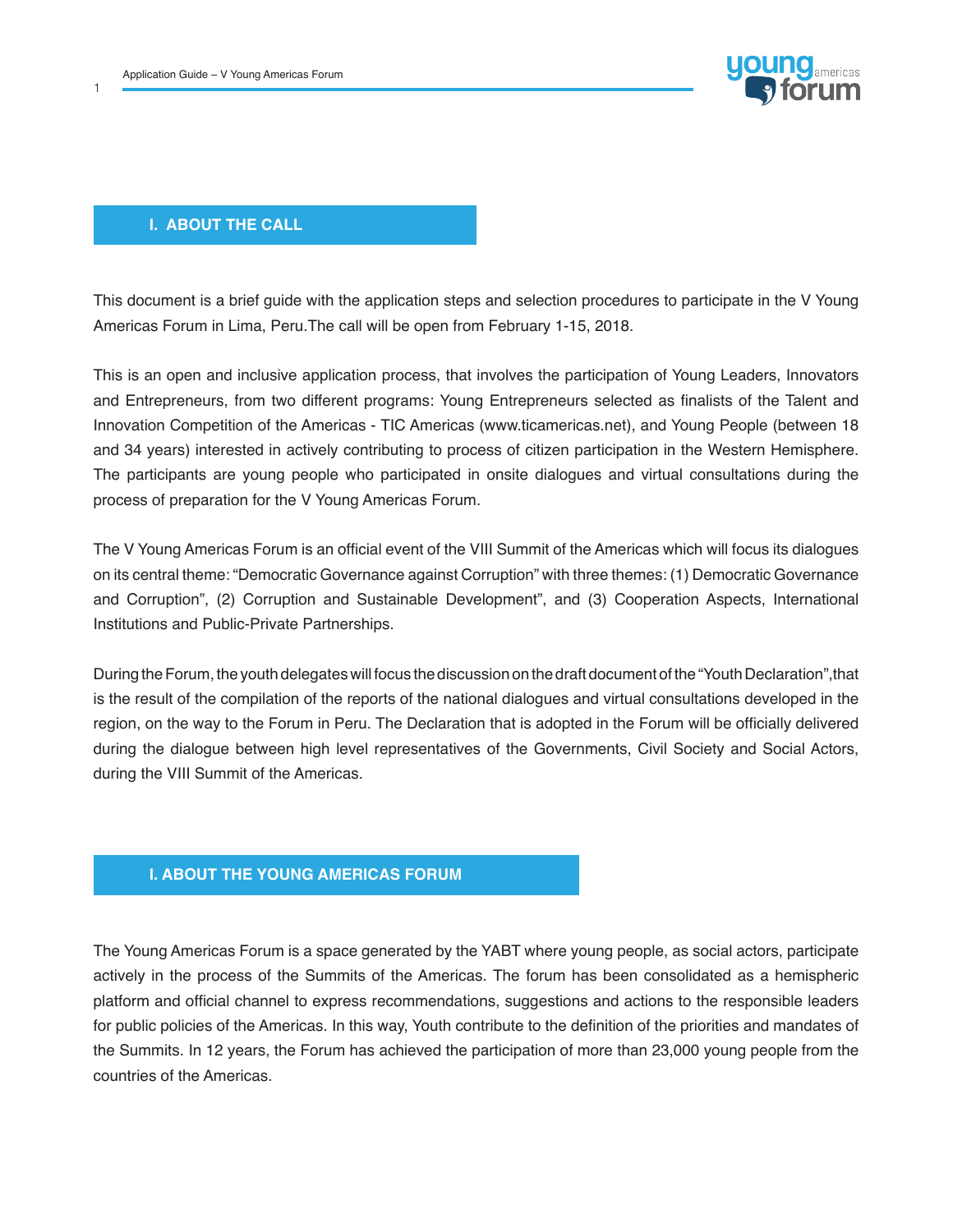## I. ABOUT THE CALL

This document is a brief guide with the application steps and selection procedures to participate in the V Young Americas Forum in Lima, Peru.The call will be open from February 1-15, 2018.

This is an open and inclusive application process, that involves the participation of Young Leaders, Innovators and Entrepreneurs, from two different programs: Young Entrepreneurs selected as finalists of the Talent and Innovation Competition of the Americas - TIC Americas (www.ticamericas.net), and Young People (between 18 and 34 years) interested in actively contributing to process of citizen participation in the Western Hemisphere. The participants are young people who participated in onsite dialogues and virtual consultations during the process of preparation for the V Young Americas Forum.

The V Young Americas Forum is an official event of the VIII Summit of the Americas which will focus its dialogues on its central theme: "Democratic Governance against Corruption" with three themes: (1) Democratic Governance and Corruption", (2) Corruption and Sustainable Development", and (3) Cooperation Aspects, International Institutions and Public-Private Partnerships.

During the Forum, the youth delegates will focus the discussion on the draft document of the "Youth Declaration", that is the result of the compilation of the reports of the national dialogues and virtual consultations developed in the region, on the way to the Forum in Peru. The Declaration that is adopted in the Forum will be officially delivered during the dialogue between high level representatives of the Governments, Civil Society and Social Actors, during the VIII Summit of the Americas.

## I. ABOUT THE YOUNG AMERICAS FORUM

The Young Americas Forum is a space generated by the YABT where young people, as social actors, participate actively in the process of the Summits of the Americas. The forum has been consolidated as a hemispheric platform and official channel to express recommendations, suggestions and actions to the responsible leaders for public policies of the Americas. In this way, Youth contribute to the definition of the priorities and mandates of the Summits. In 12 years, the Forum has achieved the participation of more than 23,000 young people from the countries of the Americas.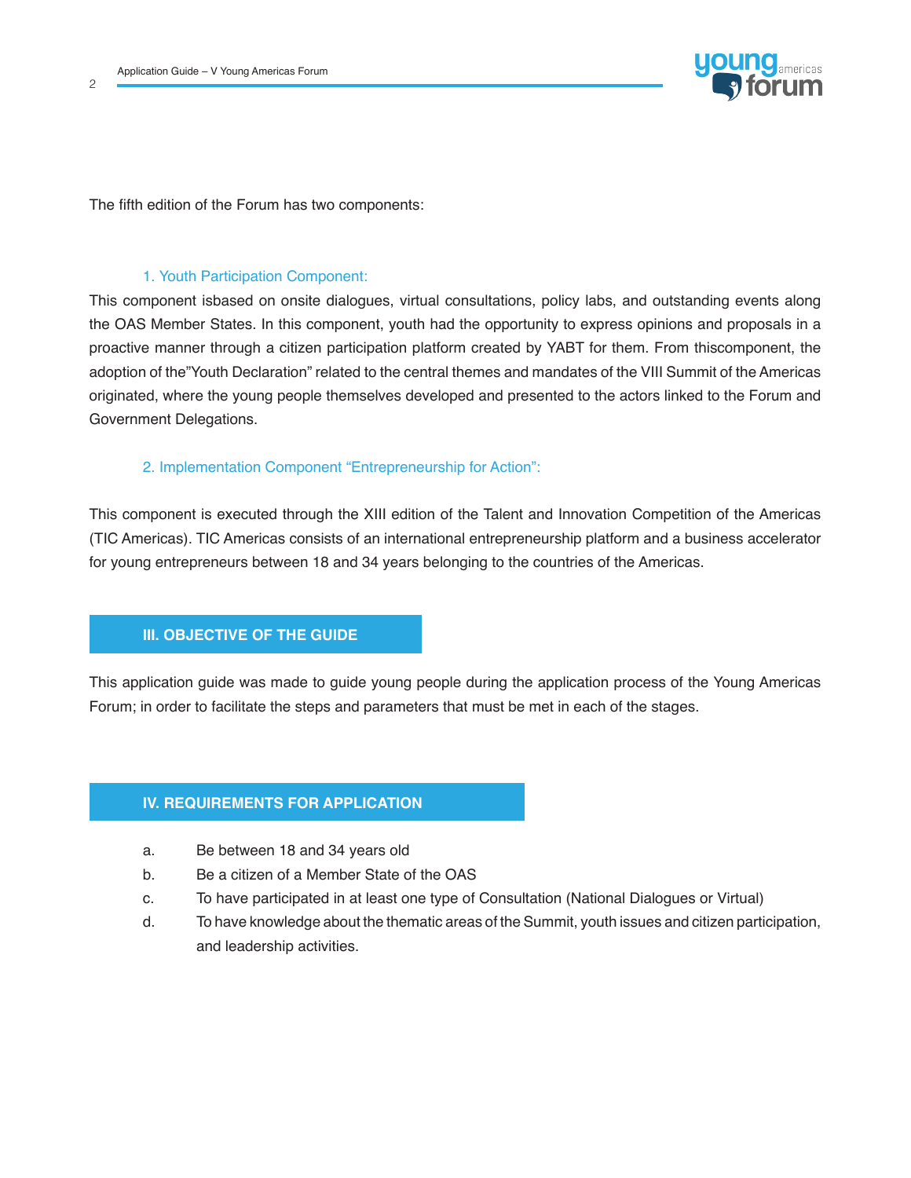The fifth edition of the Forum has two components:

### 1. Youth Participation Component:

This component isbased on onsite dialogues, virtual consultations, policy labs, and outstanding events along the OAS Member States. In this component, youth had the opportunity to express opinions and proposals in a proactive manner through a citizen participation platform created by YABT for them. From thiscomponent, the adoption of the"Youth Declaration" related to the central themes and mandates of the VIII Summit of the Americas originated, where the young people themselves developed and presented to the actors linked to the Forum and Government Delegations.

### 2. Implementation Component "Entrepreneurship for Action":

This component is executed through the XIII edition of the Talent and Innovation Competition of the Americas (TIC Americas). TIC Americas consists of an international entrepreneurship platform and a business accelerator for young entrepreneurs between 18 and 34 years belonging to the countries of the Americas.

## III. OBJECTIVE OF THE GUIDE

This application guide was made to guide young people during the application process of the Young Americas Forum; in order to facilitate the steps and parameters that must be met in each of the stages.

## IV. REQUIREMENTS FOR APPLICATION

a. Be between 18 and 34 years old
b. Be a citizen of a Member State of the OAS
c. To have participated in at least one type of Consultation (National Dialogues or Virtual)
d. To have knowledge about the thematic areas of the Summit, youth issues and citizen participation, and leadership activities.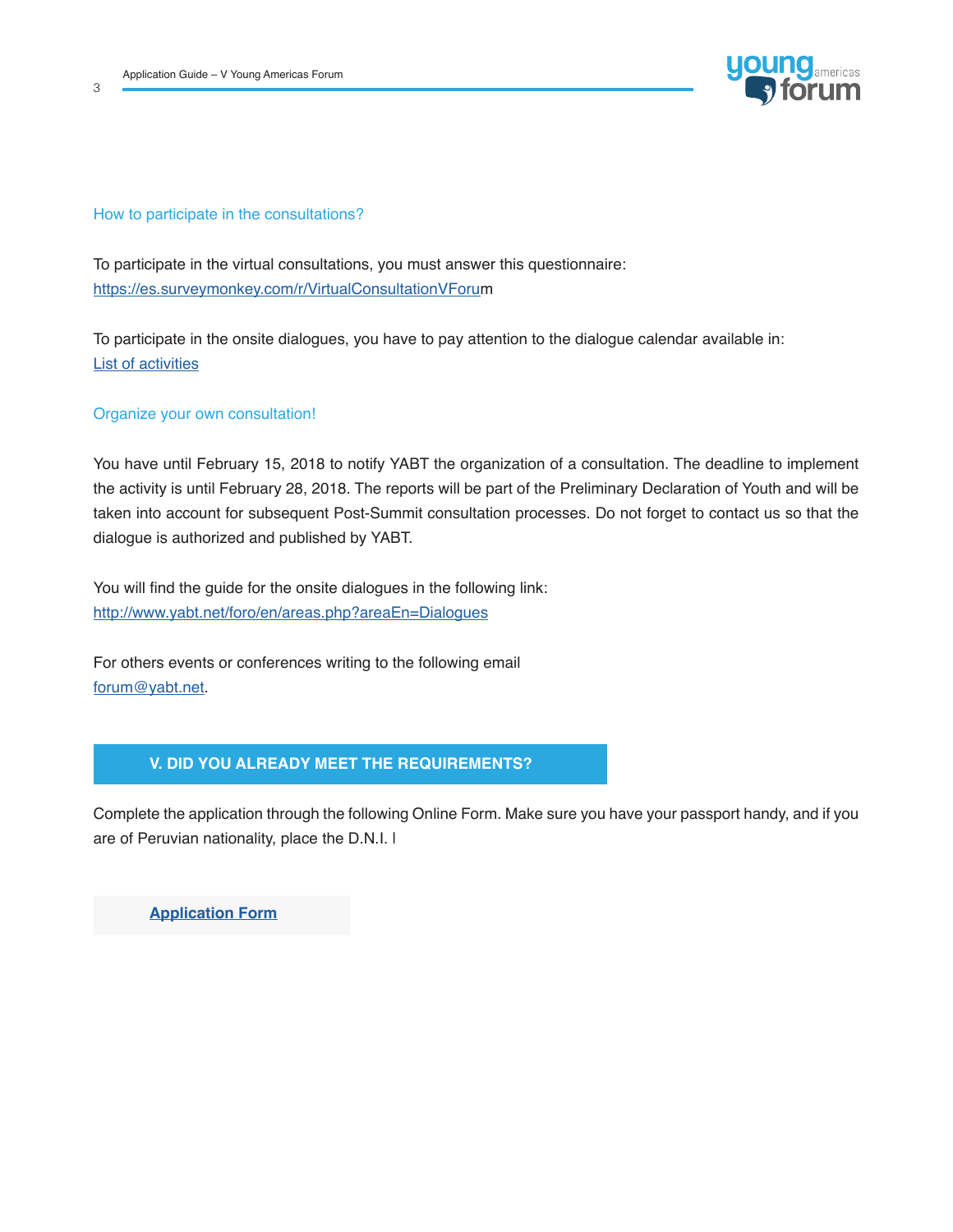### How to participate in the consultations?

To participate in the virtual consultations, you must answer this questionnaire: https://es.surveymonkey.com/r/VirtualConsultationVForum

To participate in the onsite dialogues, you have to pay attention to the dialogue calendar available in: List of activities

### Organize your own consultation!

You have until February 15, 2018 to notify YABT the organization of a consultation. The deadline to implement the activity is until February 28, 2018. The reports will be part of the Preliminary Declaration of Youth and will be taken into account for subsequent Post-Summit consultation processes. Do not forget to contact us so that the dialogue is authorized and published by YABT.

You will find the guide for the onsite dialogues in the following link: http://www.yabt.net/foro/en/areas.php?areaEn=Dialogues

For others events or conferences writing to the following email forum@yabt.net.

## V. DID YOU ALREADY MEET THE REQUIREMENTS?

Complete the application through the following Online Form. Make sure you have your passport handy, and if you are of Peruvian nationality, place the D.N.I. l

**Application Form**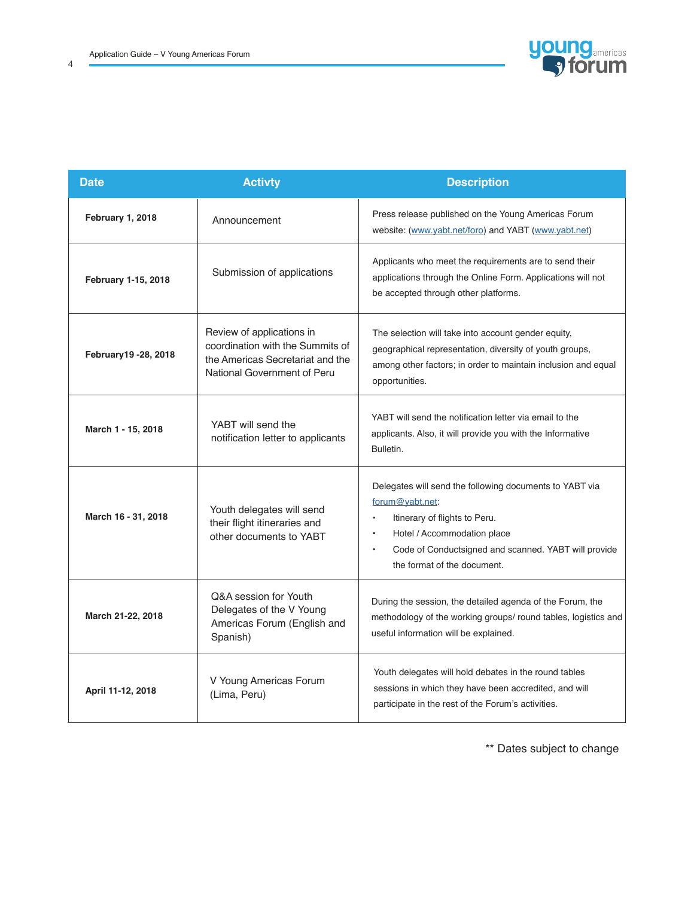| Date | Activty | Description |
|---|---|---|
| **February 1, 2018** | Announcement | Press release published on the Young Americas Forum website: (www.yabt.net/foro) and YABT (www.yabt.net) |
| **February 1-15, 2018** | Submission of applications | Applicants who meet the requirements are to send their applications through the Online Form. Applications will not be accepted through other platforms. |
| **February19 -28, 2018** | Review of applications in coordination with the Summits of the Americas Secretariat and the National Government of Peru | The selection will take into account gender equity, geographical representation, diversity of youth groups, among other factors; in order to maintain inclusion and equal opportunities. |
| **March 1 - 15, 2018** | YABT will send the notification letter to applicants | YABT will send the notification letter via email to the applicants. Also, it will provide you with the Informative Bulletin. |
| **March 16 - 31, 2018** | Youth delegates will send their flight itineraries and other documents to YABT | Delegates will send the following documents to YABT via forum@yabt.net:<br>• Itinerary of flights to Peru.<br>• Hotel / Accommodation place<br>• Code of Conductsigned and scanned. YABT will provide the format of the document. |
| **March 21-22, 2018** | Q&A session for Youth Delegates of the V Young Americas Forum (English and Spanish) | During the session, the detailed agenda of the Forum, the methodology of the working groups/ round tables, logistics and useful information will be explained. |
| **April 11-12, 2018** | V Young Americas Forum (Lima, Peru) | Youth delegates will hold debates in the round tables sessions in which they have been accredited, and will participate in the rest of the Forum's activities. |

** Dates subject to change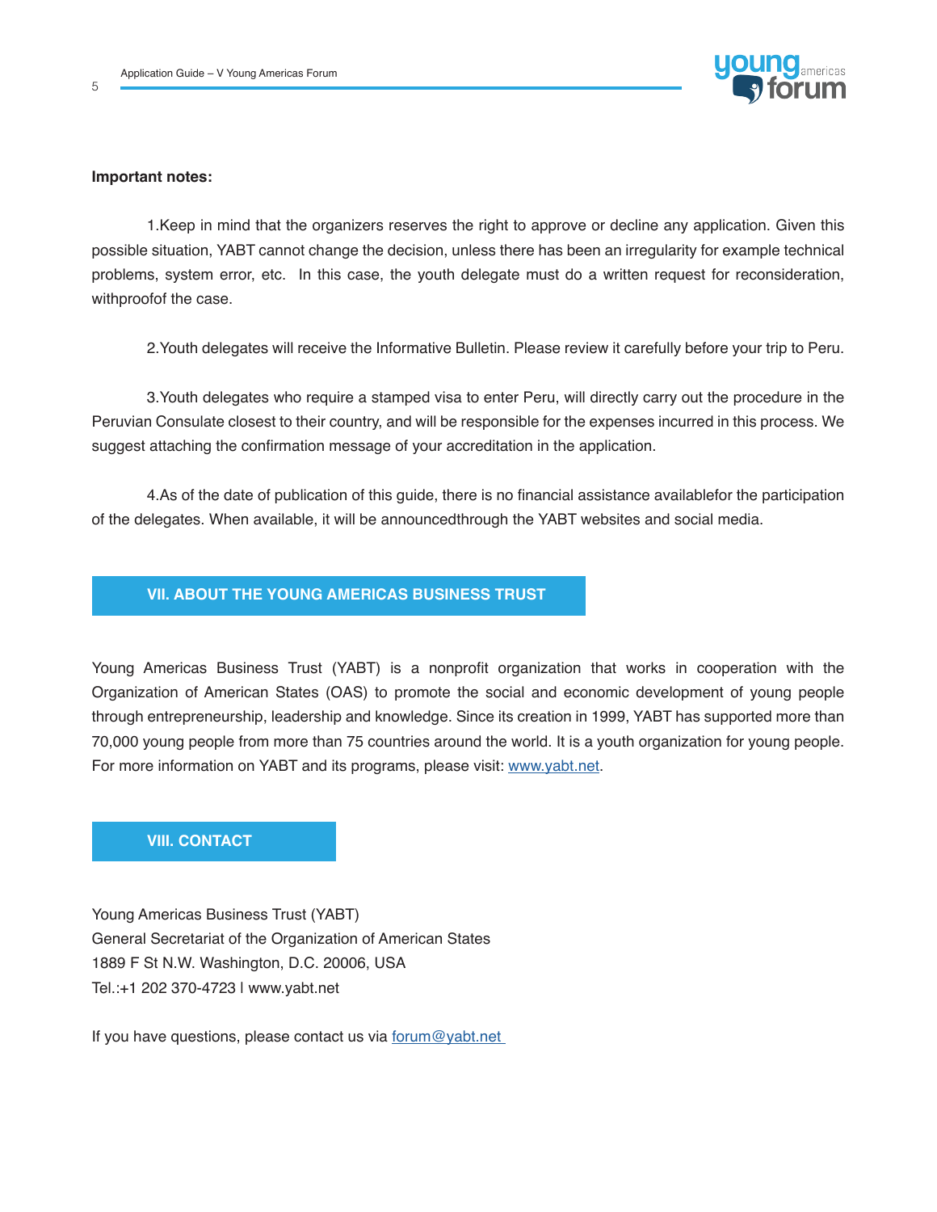**Important notes:**

1.Keep in mind that the organizers reserves the right to approve or decline any application. Given this possible situation, YABT cannot change the decision, unless there has been an irregularity for example technical problems, system error, etc. In this case, the youth delegate must do a written request for reconsideration, withproofof the case.

2.Youth delegates will receive the Informative Bulletin. Please review it carefully before your trip to Peru.

3.Youth delegates who require a stamped visa to enter Peru, will directly carry out the procedure in the Peruvian Consulate closest to their country, and will be responsible for the expenses incurred in this process. We suggest attaching the confirmation message of your accreditation in the application.

4.As of the date of publication of this guide, there is no financial assistance availablefor the participation of the delegates. When available, it will be announcedthrough the YABT websites and social media.

## VII. ABOUT THE YOUNG AMERICAS BUSINESS TRUST

Young Americas Business Trust (YABT) is a nonprofit organization that works in cooperation with the Organization of American States (OAS) to promote the social and economic development of young people through entrepreneurship, leadership and knowledge. Since its creation in 1999, YABT has supported more than 70,000 young people from more than 75 countries around the world. It is a youth organization for young people. For more information on YABT and its programs, please visit: [www.yabt.net](http://www.yabt.net).

## VIII. CONTACT

Young Americas Business Trust (YABT)
General Secretariat of the Organization of American States
1889 F St N.W. Washington, D.C. 20006, USA
Tel.:+1 202 370-4723 l www.yabt.net

If you have questions, please contact us via [forum@yabt.net](mailto:forum@yabt.net)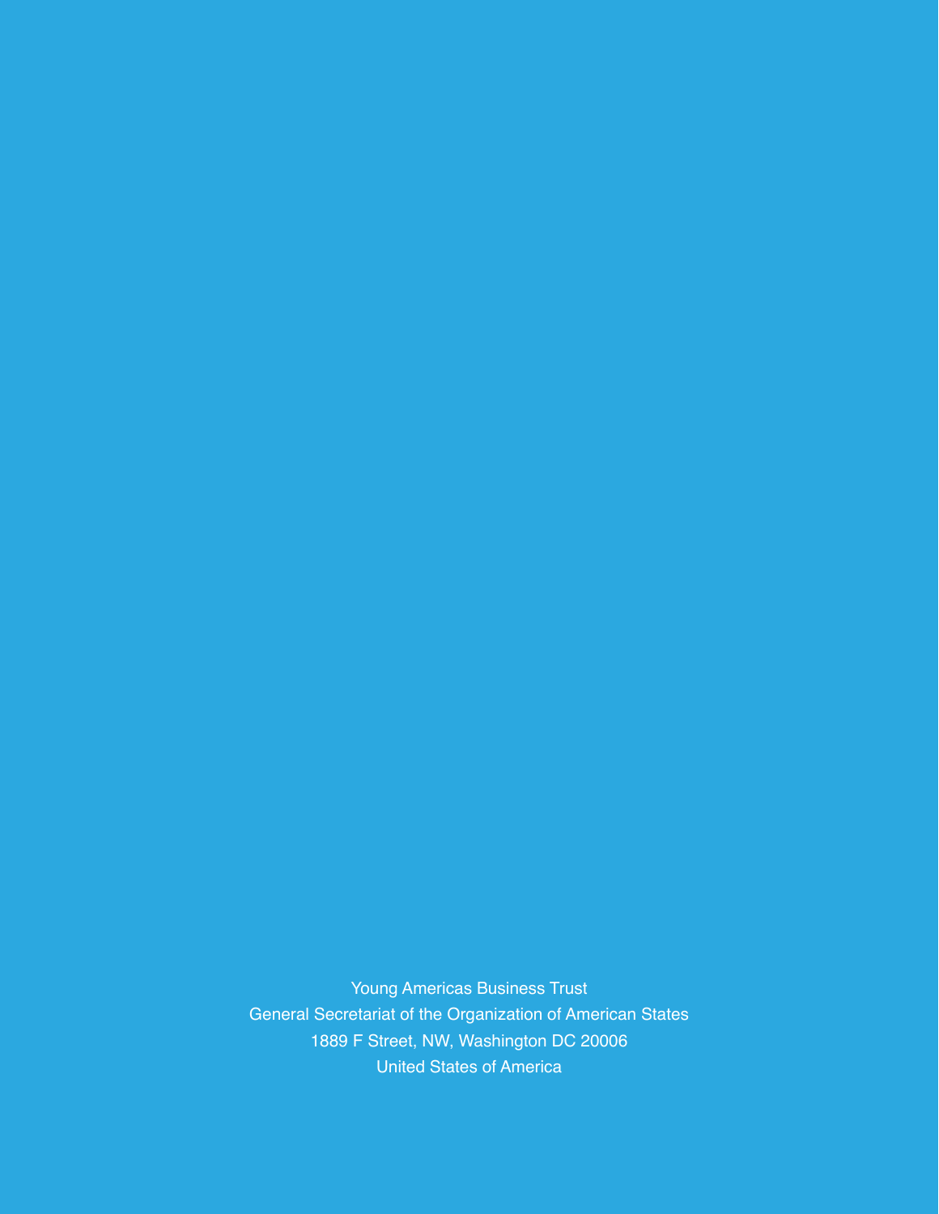Young Americas Business Trust
General Secretariat of the Organization of American States
1889 F Street, NW, Washington DC 20006
United States of America